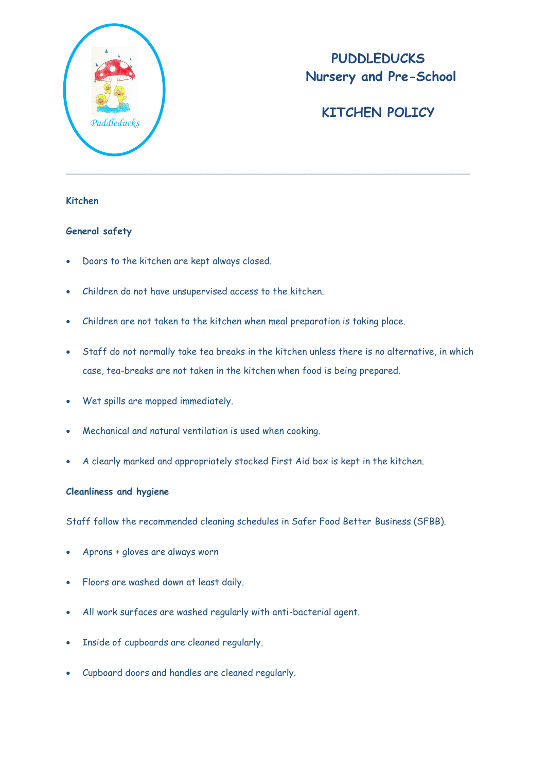# PUDDLEDUCKS
# Nursery and Pre-School

## KITCHEN POLICY

---

**Kitchen**

**General safety**

- Doors to the kitchen are kept always closed.
- Children do not have unsupervised access to the kitchen.
- Children are not taken to the kitchen when meal preparation is taking place.
- Staff do not normally take tea breaks in the kitchen unless there is no alternative, in which case, tea-breaks are not taken in the kitchen when food is being prepared.
- Wet spills are mopped immediately.
- Mechanical and natural ventilation is used when cooking.
- A clearly marked and appropriately stocked First Aid box is kept in the kitchen.

**Cleanliness and hygiene**

Staff follow the recommended cleaning schedules in Safer Food Better Business (SFBB).

- Aprons + gloves are always worn
- Floors are washed down at least daily.
- All work surfaces are washed regularly with anti-bacterial agent.
- Inside of cupboards are cleaned regularly.
- Cupboard doors and handles are cleaned regularly.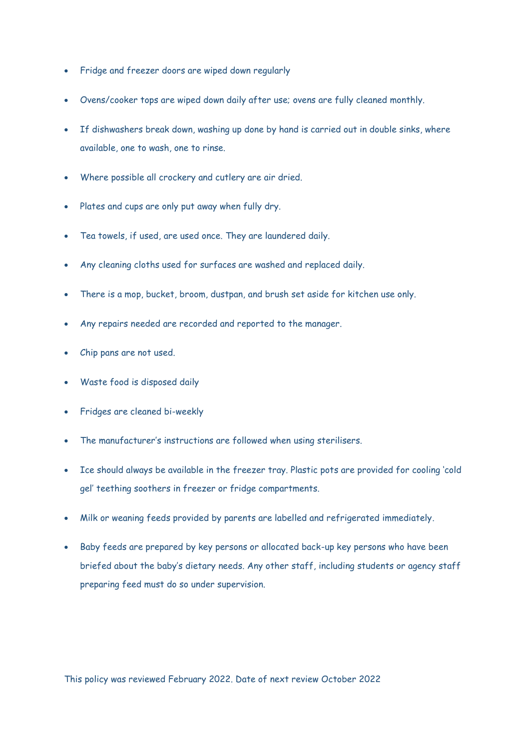- Fridge and freezer doors are wiped down regularly
- Ovens/cooker tops are wiped down daily after use; ovens are fully cleaned monthly.
- If dishwashers break down, washing up done by hand is carried out in double sinks, where available, one to wash, one to rinse.
- Where possible all crockery and cutlery are air dried.
- Plates and cups are only put away when fully dry.
- Tea towels, if used, are used once. They are laundered daily.
- Any cleaning cloths used for surfaces are washed and replaced daily.
- There is a mop, bucket, broom, dustpan, and brush set aside for kitchen use only.
- Any repairs needed are recorded and reported to the manager.
- Chip pans are not used.
- Waste food is disposed daily
- Fridges are cleaned bi-weekly
- The manufacturer's instructions are followed when using sterilisers.
- Ice should always be available in the freezer tray. Plastic pots are provided for cooling 'cold gel' teething soothers in freezer or fridge compartments.
- Milk or weaning feeds provided by parents are labelled and refrigerated immediately.
- Baby feeds are prepared by key persons or allocated back-up key persons who have been briefed about the baby's dietary needs. Any other staff, including students or agency staff preparing feed must do so under supervision.

This policy was reviewed February 2022. Date of next review October 2022